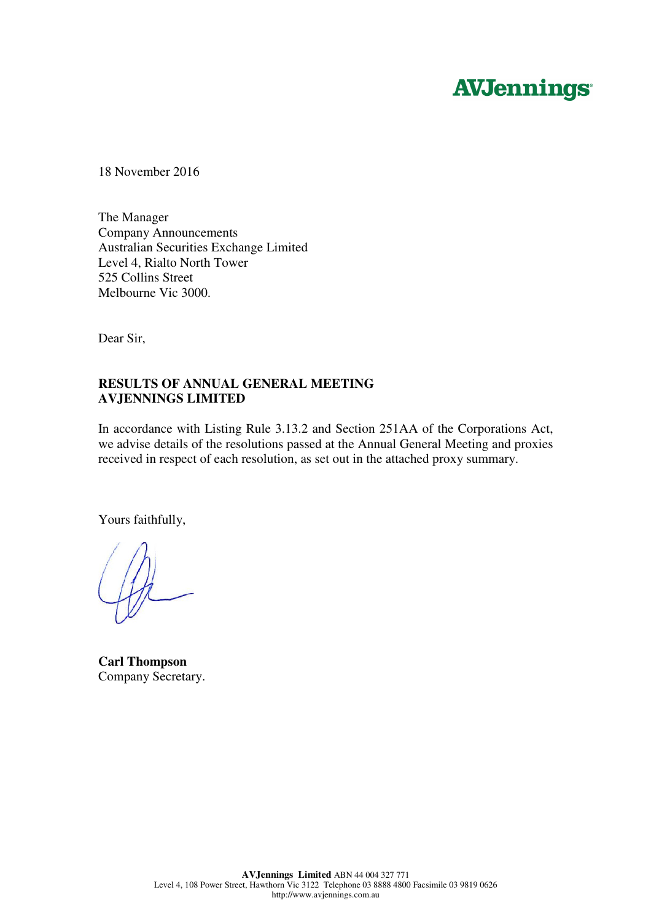AVJennings

18 November 2016

The Manager
Company Announcements
Australian Securities Exchange Limited
Level 4, Rialto North Tower
525 Collins Street
Melbourne Vic 3000.

Dear Sir,

**RESULTS OF ANNUAL GENERAL MEETING**
**AVJENNINGS LIMITED**

In accordance with Listing Rule 3.13.2 and Section 251AA of the Corporations Act, we advise details of the resolutions passed at the Annual General Meeting and proxies received in respect of each resolution, as set out in the attached proxy summary.

Yours faithfully,

**Carl Thompson**
Company Secretary.

**AVJennings Limited** ABN 44 004 327 771
Level 4, 108 Power Street, Hawthorn Vic 3122 Telephone 03 8888 4800 Facsimile 03 9819 0626
http://www.avjennings.com.au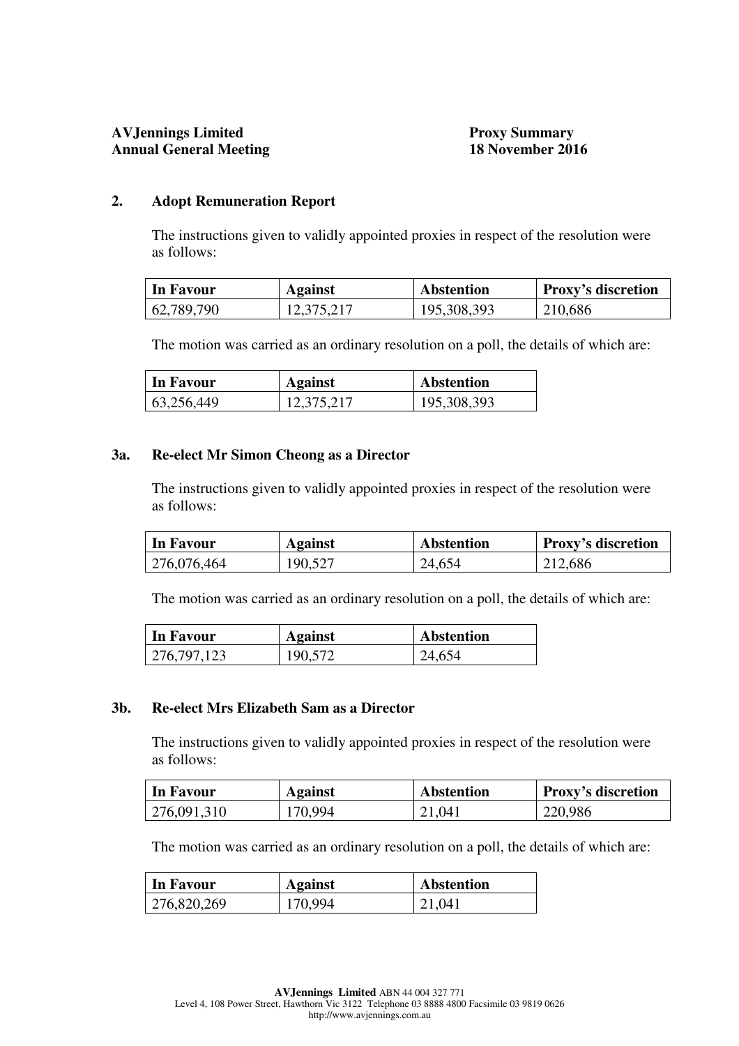**AVJennings Limited**
**Annual General Meeting**

**Proxy Summary**
**18 November 2016**

## 2. Adopt Remuneration Report

The instructions given to validly appointed proxies in respect of the resolution were as follows:

| In Favour | Against | Abstention | Proxy's discretion |
|---|---|---|---|
| 62,789,790 | 12,375,217 | 195,308,393 | 210,686 |

The motion was carried as an ordinary resolution on a poll, the details of which are:

| In Favour | Against | Abstention |
|---|---|---|
| 63,256,449 | 12,375,217 | 195,308,393 |

## 3a. Re-elect Mr Simon Cheong as a Director

The instructions given to validly appointed proxies in respect of the resolution were as follows:

| In Favour | Against | Abstention | Proxy's discretion |
|---|---|---|---|
| 276,076,464 | 190,527 | 24,654 | 212,686 |

The motion was carried as an ordinary resolution on a poll, the details of which are:

| In Favour | Against | Abstention |
|---|---|---|
| 276,797,123 | 190,572 | 24,654 |

## 3b. Re-elect Mrs Elizabeth Sam as a Director

The instructions given to validly appointed proxies in respect of the resolution were as follows:

| In Favour | Against | Abstention | Proxy's discretion |
|---|---|---|---|
| 276,091,310 | 170,994 | 21,041 | 220,986 |

The motion was carried as an ordinary resolution on a poll, the details of which are:

| In Favour | Against | Abstention |
|---|---|---|
| 276,820,269 | 170,994 | 21,041 |

**AVJennings Limited** ABN 44 004 327 771
Level 4, 108 Power Street, Hawthorn Vic 3122 Telephone 03 8888 4800 Facsimile 03 9819 0626
http://www.avjennings.com.au